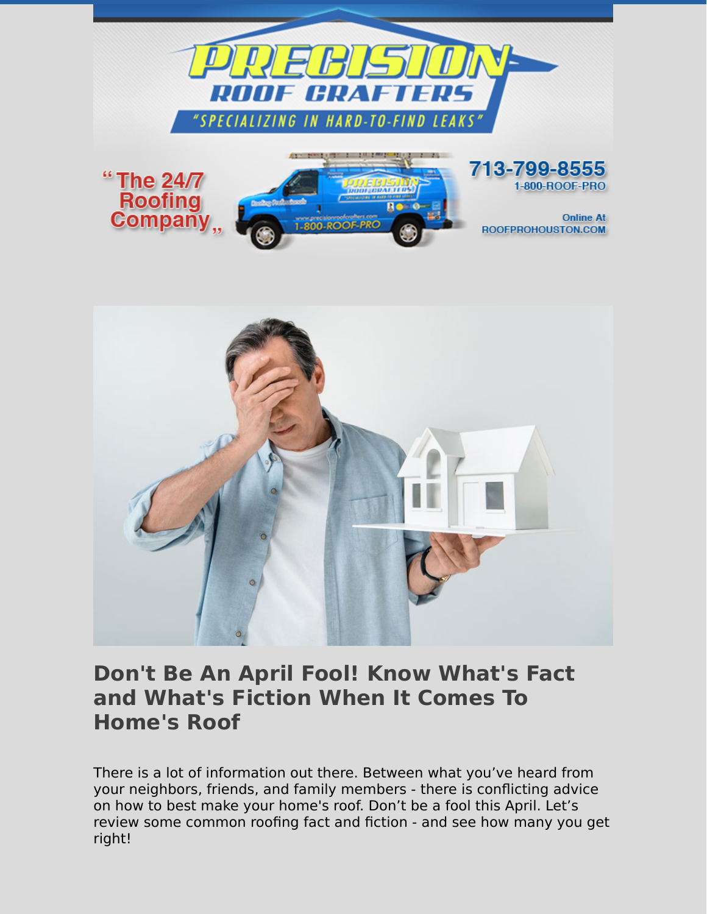# PRECISION ROOF CRAFTERS

"SPECIALIZING IN HARD-TO-FIND LEAKS"

"The 24/7 Roofing Company"

713-799-8555

1-800-ROOF-PRO

Online At ROOFPROHOUSTON.COM

## Don't Be An April Fool! Know What's Fact and What's Fiction When It Comes To Home's Roof

There is a lot of information out there. Between what you've heard from your neighbors, friends, and family members - there is conflicting advice on how to best make your home's roof. Don't be a fool this April. Let's review some common roofing fact and fiction - and see how many you get right!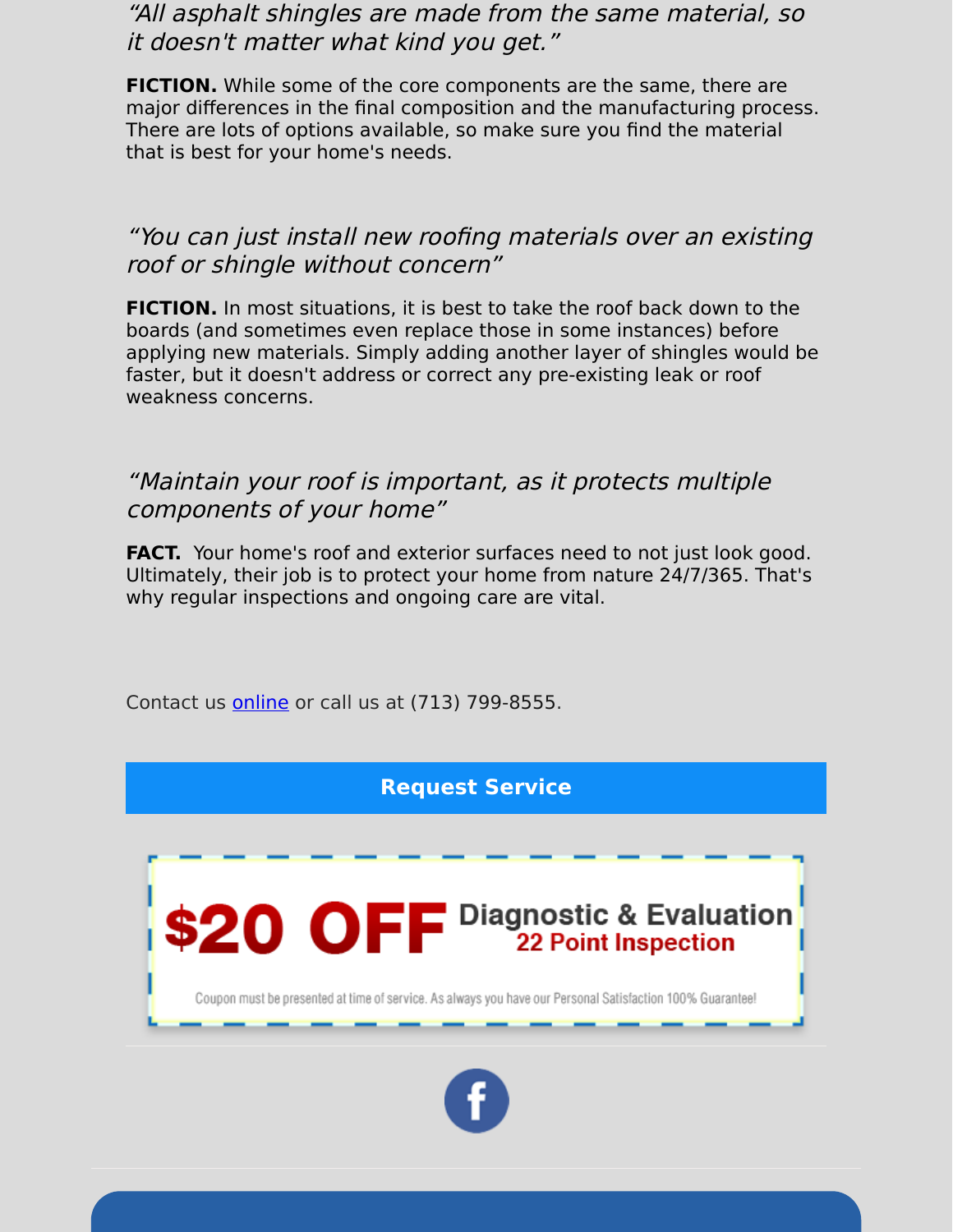*"All asphalt shingles are made from the same material, so it doesn't matter what kind you get."*

**FICTION.** While some of the core components are the same, there are major differences in the final composition and the manufacturing process. There are lots of options available, so make sure you find the material that is best for your home's needs.

*"You can just install new roofing materials over an existing roof or shingle without concern"*

**FICTION.** In most situations, it is best to take the roof back down to the boards (and sometimes even replace those in some instances) before applying new materials. Simply adding another layer of shingles would be faster, but it doesn't address or correct any pre-existing leak or roof weakness concerns.

*"Maintain your roof is important, as it protects multiple components of your home"*

**FACT.** Your home's roof and exterior surfaces need to not just look good. Ultimately, their job is to protect your home from nature 24/7/365. That's why regular inspections and ongoing care are vital.

Contact us online or call us at (713) 799-8555.

**Request Service**

**$20 OFF** Diagnostic & Evaluation 22 Point Inspection

Coupon must be presented at time of service. As always you have our Personal Satisfaction 100% Guarantee!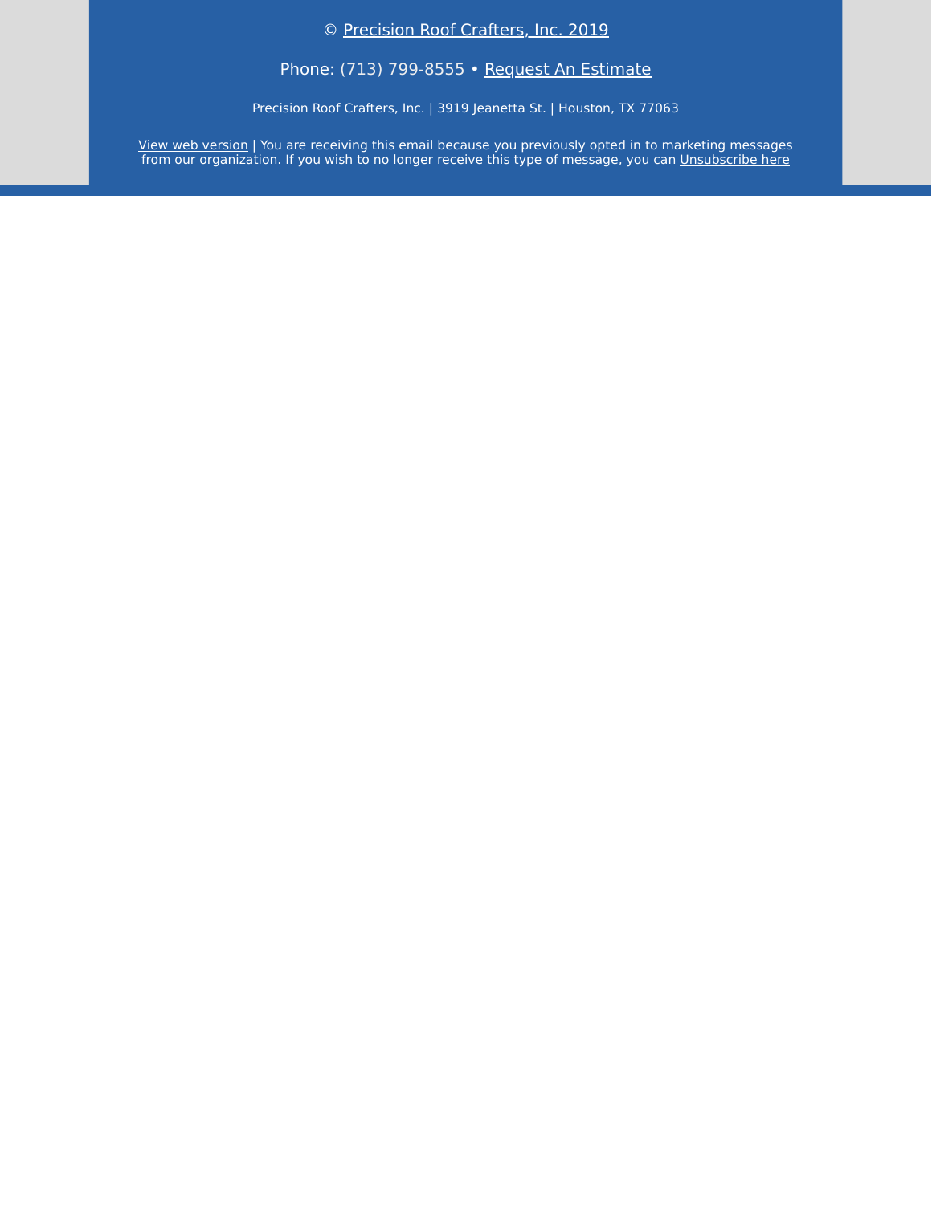© Precision Roof Crafters, Inc. 2019

Phone: (713) 799-8555 • Request An Estimate

Precision Roof Crafters, Inc. | 3919 Jeanetta St. | Houston, TX 77063

View web version | You are receiving this email because you previously opted in to marketing messages from our organization. If you wish to no longer receive this type of message, you can Unsubscribe here